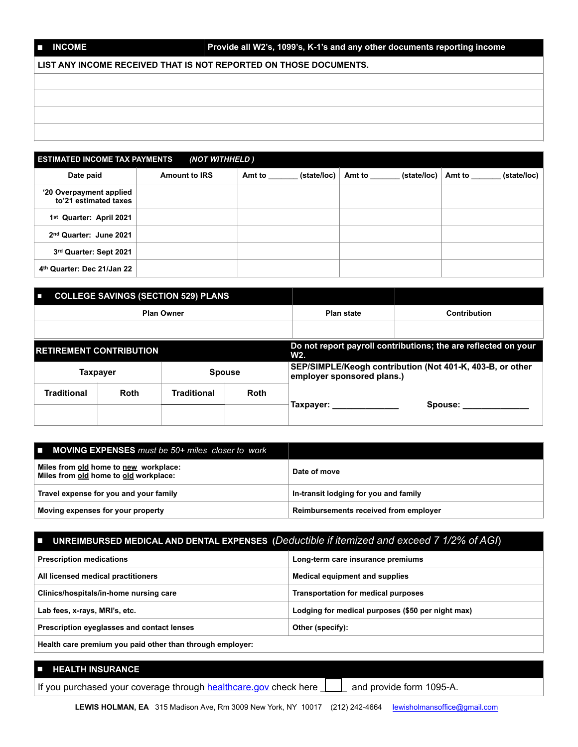## ■ INCOME

**Provide all W2's, 1099's, K-1's and any other documents reporting income**

**LIST ANY INCOME RECEIVED THAT IS NOT REPORTED ON THOSE DOCUMENTS.**

| |
|---|
| |
| |
| |
| |

## ESTIMATED INCOME TAX PAYMENTS *(NOT WITHHELD )*

| Date paid | Amount to IRS | Amt to _______ (state/loc) | Amt to _______ (state/loc) | Amt to _______ (state/loc) |
|---|---|---|---|---|
| '20 Overpayment applied to'21 estimated taxes | | | | |
| 1st Quarter: April 2021 | | | | |
| 2nd Quarter: June 2021 | | | | |
| 3rd Quarter: Sept 2021 | | | | |
| 4th Quarter: Dec 21/Jan 22 | | | | |

## ■ COLLEGE SAVINGS (SECTION 529) PLANS

| Plan Owner | Plan state | Contribution |
|---|---|---|
| | | |

## RETIREMENT CONTRIBUTION

**Do not report payroll contributions; the are reflected on your W2.**

| Taxpayer | | Spouse | | SEP/SIMPLE/Keogh contribution (Not 401-K, 403-B, or other employer sponsored plans.) |
|---|---|---|---|---|
| Traditional | Roth | Traditional | Roth | Taxpayer: _____________ Spouse: _____________ |
| | | | | |

## ■ MOVING EXPENSES *must be 50+ miles closer to work*

| | |
|---|---|
| Miles from old home to new workplace:<br>Miles from old home to old workplace: | Date of move |
| Travel expense for you and your family | In-transit lodging for you and family |
| Moving expenses for your property | Reimbursements received from employer |

## ■ UNREIMBURSED MEDICAL AND DENTAL EXPENSES (*Deductible if itemized and exceed 7 1/2% of AGI*)

| | |
|---|---|
| Prescription medications | Long-term care insurance premiums |
| All licensed medical practitioners | Medical equipment and supplies |
| Clinics/hospitals/in-home nursing care | Transportation for medical purposes |
| Lab fees, x-rays, MRI's, etc. | Lodging for medical purposes ($50 per night max) |
| Prescription eyeglasses and contact lenses | Other (specify): |
| Health care premium you paid other than through employer: | |

## ■ HEALTH INSURANCE

If you purchased your coverage through [healthcare.gov](https://healthcare.gov) check here ☐ and provide form 1095-A.

**LEWIS HOLMAN, EA** 315 Madison Ave, Rm 3009 New York, NY 10017 (212) 242-4664 lewisholmansoffice@gmail.com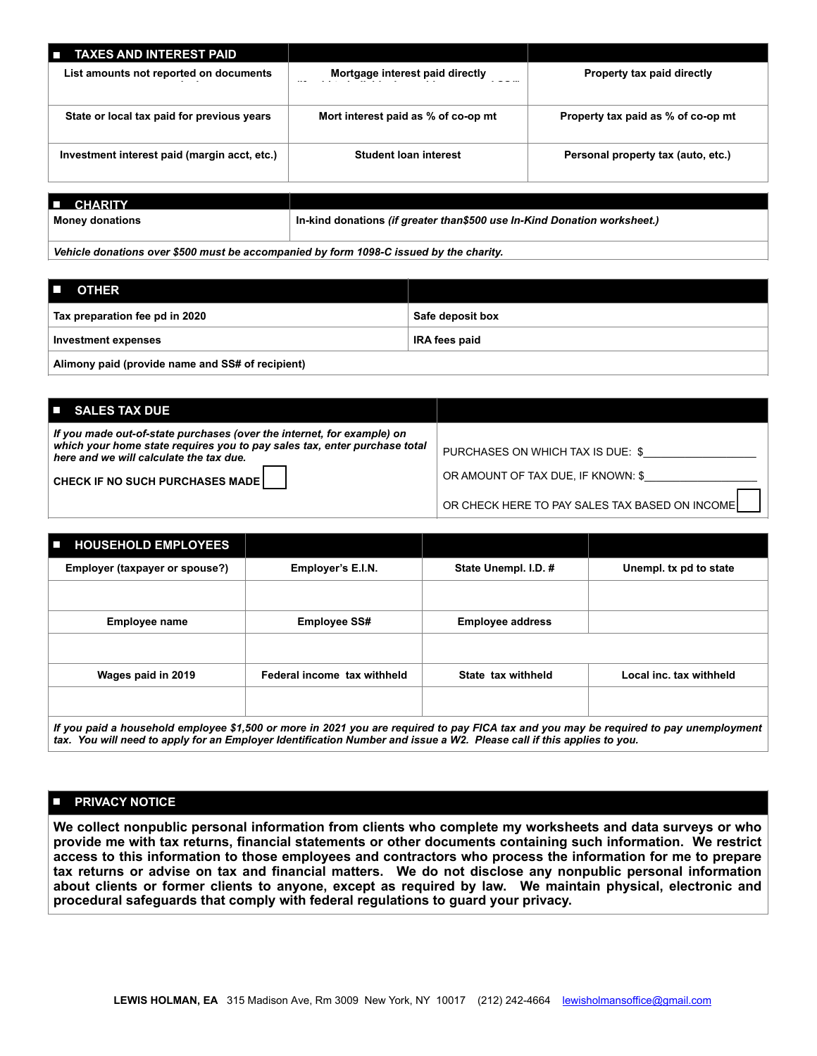## TAXES AND INTEREST PAID

| | | |
|---|---|---|
| List amounts not reported on documents | Mortgage interest paid directly | Property tax paid directly |
| State or local tax paid for previous years | Mort interest paid as % of co-op mt | Property tax paid as % of co-op mt |
| Investment interest paid (margin acct, etc.) | Student loan interest | Personal property tax (auto, etc.) |

## CHARITY

| | |
|---|---|
| **Money donations** | **In-kind donations** ***(if greater than$500 use In-Kind Donation worksheet.)*** |

***Vehicle donations over $500 must be accompanied by form 1098-C issued by the charity.***

## OTHER

| | |
|---|---|
| **Tax preparation fee pd in 2020** | **Safe deposit box** |
| **Investment expenses** | **IRA fees paid** |
| **Alimony paid (provide name and SS# of recipient)** | |

## SALES TAX DUE

***If you made out-of-state purchases (over the internet, for example) on which your home state requires you to pay sales tax, enter purchase total here and we will calculate the tax due.***

**CHECK IF NO SUCH PURCHASES MADE** ☐

PURCHASES ON WHICH TAX IS DUE: $____________________

OR AMOUNT OF TAX DUE, IF KNOWN: $____________________

OR CHECK HERE TO PAY SALES TAX BASED ON INCOME ☐

## HOUSEHOLD EMPLOYEES

| Employer (taxpayer or spouse?) | Employer's E.I.N. | State Unempl. I.D. # | Unempl. tx pd to state |
|---|---|---|---|
| | | | |
| **Employee name** | **Employee SS#** | **Employee address** | |
| | | | |
| **Wages paid in 2019** | **Federal income tax withheld** | **State tax withheld** | **Local inc. tax withheld** |
| | | | |

***If you paid a household employee $1,500 or more in 2021 you are required to pay FICA tax and you may be required to pay unemployment tax. You will need to apply for an Employer Identification Number and issue a W2. Please call if this applies to you.***

## PRIVACY NOTICE

**We collect nonpublic personal information from clients who complete my worksheets and data surveys or who provide me with tax returns, financial statements or other documents containing such information. We restrict access to this information to those employees and contractors who process the information for me to prepare tax returns or advise on tax and financial matters. We do not disclose any nonpublic personal information about clients or former clients to anyone, except as required by law. We maintain physical, electronic and procedural safeguards that comply with federal regulations to guard your privacy.**

**LEWIS HOLMAN, EA** 315 Madison Ave, Rm 3009 New York, NY 10017 (212) 242-4664 lewisholmansoffice@gmail.com